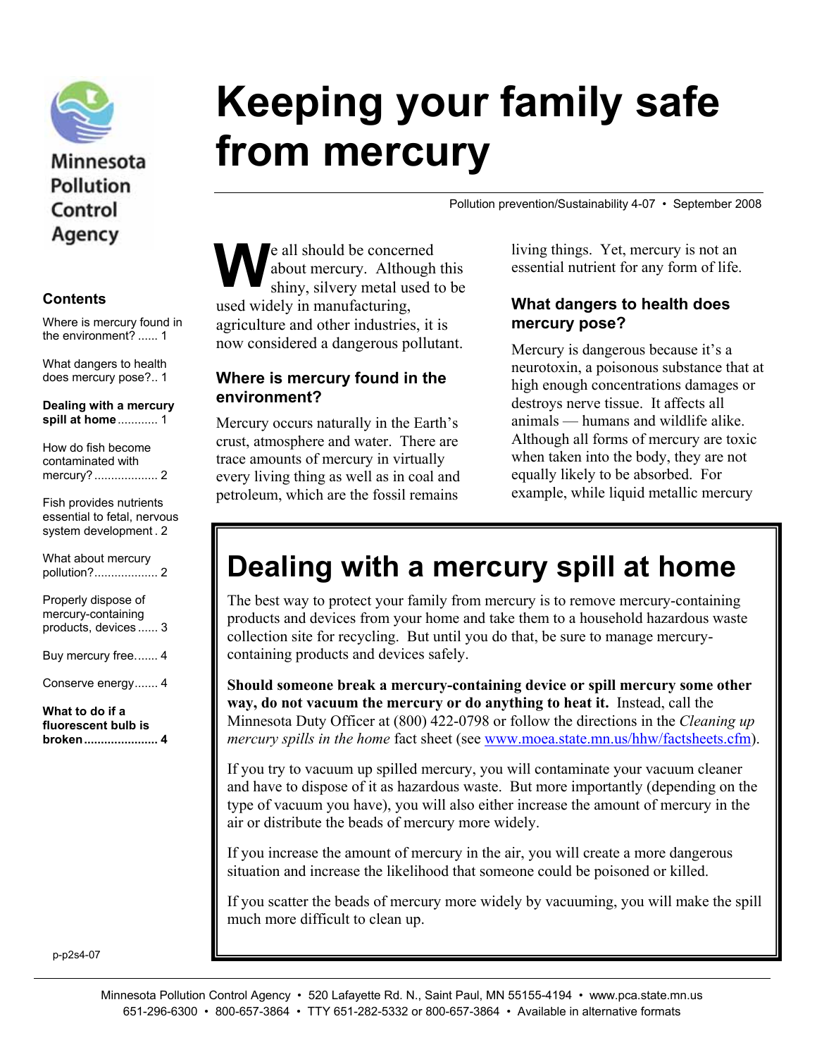Minnesota Pollution Control Agency

# Keeping your family safe from mercury

Pollution prevention/Sustainability 4-07 • September 2008

## Contents

Where is mercury found in the environment? ...... 1

What dangers to health does mercury pose?.. 1

**Dealing with a mercury spill at home** ............ 1

How do fish become contaminated with mercury? ................... 2

Fish provides nutrients essential to fetal, nervous system development . 2

What about mercury pollution?................... 2

Properly dispose of mercury-containing products, devices ...... 3

Buy mercury free....... 4

Conserve energy....... 4

**What to do if a fluorescent bulb is broken** ...................... 4

We all should be concerned about mercury. Although this shiny, silvery metal used to be used widely in manufacturing, agriculture and other industries, it is now considered a dangerous pollutant.

### Where is mercury found in the environment?

Mercury occurs naturally in the Earth's crust, atmosphere and water. There are trace amounts of mercury in virtually every living thing as well as in coal and petroleum, which are the fossil remains living things. Yet, mercury is not an essential nutrient for any form of life.

### What dangers to health does mercury pose?

Mercury is dangerous because it's a neurotoxin, a poisonous substance that at high enough concentrations damages or destroys nerve tissue. It affects all animals — humans and wildlife alike. Although all forms of mercury are toxic when taken into the body, they are not equally likely to be absorbed. For example, while liquid metallic mercury

## Dealing with a mercury spill at home

The best way to protect your family from mercury is to remove mercury-containing products and devices from your home and take them to a household hazardous waste collection site for recycling. But until you do that, be sure to manage mercury-containing products and devices safely.

**Should someone break a mercury-containing device or spill mercury some other way, do not vacuum the mercury or do anything to heat it.** Instead, call the Minnesota Duty Officer at (800) 422-0798 or follow the directions in the *Cleaning up mercury spills in the home* fact sheet (see www.moea.state.mn.us/hhw/factsheets.cfm).

If you try to vacuum up spilled mercury, you will contaminate your vacuum cleaner and have to dispose of it as hazardous waste. But more importantly (depending on the type of vacuum you have), you will also either increase the amount of mercury in the air or distribute the beads of mercury more widely.

If you increase the amount of mercury in the air, you will create a more dangerous situation and increase the likelihood that someone could be poisoned or killed.

If you scatter the beads of mercury more widely by vacuuming, you will make the spill much more difficult to clean up.

p-p2s4-07

Minnesota Pollution Control Agency • 520 Lafayette Rd. N., Saint Paul, MN 55155-4194 • www.pca.state.mn.us
651-296-6300 • 800-657-3864 • TTY 651-282-5332 or 800-657-3864 • Available in alternative formats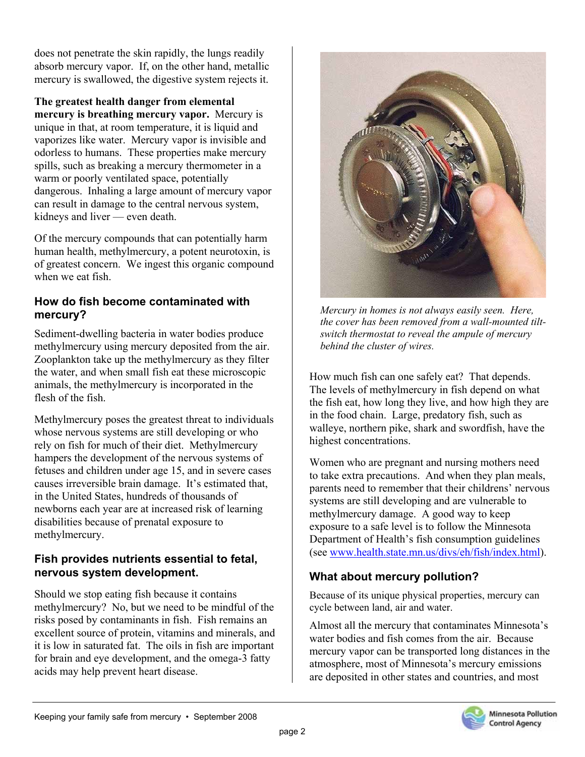does not penetrate the skin rapidly, the lungs readily absorb mercury vapor. If, on the other hand, metallic mercury is swallowed, the digestive system rejects it.

**The greatest health danger from elemental mercury is breathing mercury vapor.** Mercury is unique in that, at room temperature, it is liquid and vaporizes like water. Mercury vapor is invisible and odorless to humans. These properties make mercury spills, such as breaking a mercury thermometer in a warm or poorly ventilated space, potentially dangerous. Inhaling a large amount of mercury vapor can result in damage to the central nervous system, kidneys and liver — even death.

Of the mercury compounds that can potentially harm human health, methylmercury, a potent neurotoxin, is of greatest concern. We ingest this organic compound when we eat fish.

## How do fish become contaminated with mercury?

Sediment-dwelling bacteria in water bodies produce methylmercury using mercury deposited from the air. Zooplankton take up the methylmercury as they filter the water, and when small fish eat these microscopic animals, the methylmercury is incorporated in the flesh of the fish.

Methylmercury poses the greatest threat to individuals whose nervous systems are still developing or who rely on fish for much of their diet. Methylmercury hampers the development of the nervous systems of fetuses and children under age 15, and in severe cases causes irreversible brain damage. It's estimated that, in the United States, hundreds of thousands of newborns each year are at increased risk of learning disabilities because of prenatal exposure to methylmercury.

## Fish provides nutrients essential to fetal, nervous system development.

Should we stop eating fish because it contains methylmercury? No, but we need to be mindful of the risks posed by contaminants in fish. Fish remains an excellent source of protein, vitamins and minerals, and it is low in saturated fat. The oils in fish are important for brain and eye development, and the omega-3 fatty acids may help prevent heart disease.

*Mercury in homes is not always easily seen. Here, the cover has been removed from a wall-mounted tilt-switch thermostat to reveal the ampule of mercury behind the cluster of wires.*

How much fish can one safely eat? That depends. The levels of methylmercury in fish depend on what the fish eat, how long they live, and how high they are in the food chain. Large, predatory fish, such as walleye, northern pike, shark and swordfish, have the highest concentrations.

Women who are pregnant and nursing mothers need to take extra precautions. And when they plan meals, parents need to remember that their childrens' nervous systems are still developing and are vulnerable to methylmercury damage. A good way to keep exposure to a safe level is to follow the Minnesota Department of Health's fish consumption guidelines (see www.health.state.mn.us/divs/eh/fish/index.html).

## What about mercury pollution?

Because of its unique physical properties, mercury can cycle between land, air and water.

Almost all the mercury that contaminates Minnesota's water bodies and fish comes from the air. Because mercury vapor can be transported long distances in the atmosphere, most of Minnesota's mercury emissions are deposited in other states and countries, and most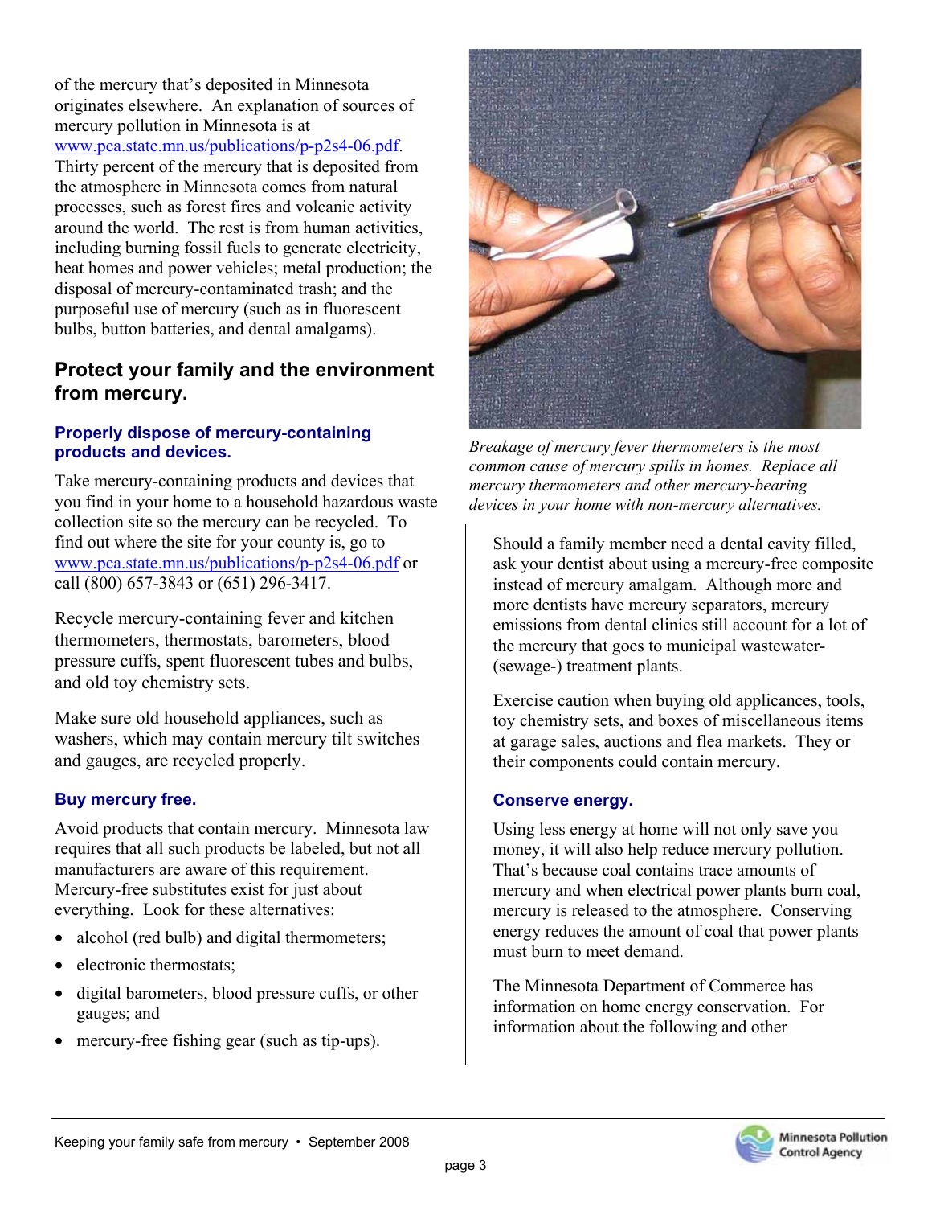of the mercury that's deposited in Minnesota originates elsewhere. An explanation of sources of mercury pollution in Minnesota is at www.pca.state.mn.us/publications/p-p2s4-06.pdf. Thirty percent of the mercury that is deposited from the atmosphere in Minnesota comes from natural processes, such as forest fires and volcanic activity around the world. The rest is from human activities, including burning fossil fuels to generate electricity, heat homes and power vehicles; metal production; the disposal of mercury-contaminated trash; and the purposeful use of mercury (such as in fluorescent bulbs, button batteries, and dental amalgams).

## Protect your family and the environment from mercury.

### Properly dispose of mercury-containing products and devices.

Take mercury-containing products and devices that you find in your home to a household hazardous waste collection site so the mercury can be recycled. To find out where the site for your county is, go to www.pca.state.mn.us/publications/p-p2s4-06.pdf or call (800) 657-3843 or (651) 296-3417.

Recycle mercury-containing fever and kitchen thermometers, thermostats, barometers, blood pressure cuffs, spent fluorescent tubes and bulbs, and old toy chemistry sets.

Make sure old household appliances, such as washers, which may contain mercury tilt switches and gauges, are recycled properly.

### Buy mercury free.

Avoid products that contain mercury. Minnesota law requires that all such products be labeled, but not all manufacturers are aware of this requirement. Mercury-free substitutes exist for just about everything. Look for these alternatives:

- alcohol (red bulb) and digital thermometers;
- electronic thermostats;
- digital barometers, blood pressure cuffs, or other gauges; and
- mercury-free fishing gear (such as tip-ups).

*Breakage of mercury fever thermometers is the most common cause of mercury spills in homes. Replace all mercury thermometers and other mercury-bearing devices in your home with non-mercury alternatives.*

Should a family member need a dental cavity filled, ask your dentist about using a mercury-free composite instead of mercury amalgam. Although more and more dentists have mercury separators, mercury emissions from dental clinics still account for a lot of the mercury that goes to municipal wastewater- (sewage-) treatment plants.

Exercise caution when buying old applicances, tools, toy chemistry sets, and boxes of miscellaneous items at garage sales, auctions and flea markets. They or their components could contain mercury.

### Conserve energy.

Using less energy at home will not only save you money, it will also help reduce mercury pollution. That's because coal contains trace amounts of mercury and when electrical power plants burn coal, mercury is released to the atmosphere. Conserving energy reduces the amount of coal that power plants must burn to meet demand.

The Minnesota Department of Commerce has information on home energy conservation. For information about the following and other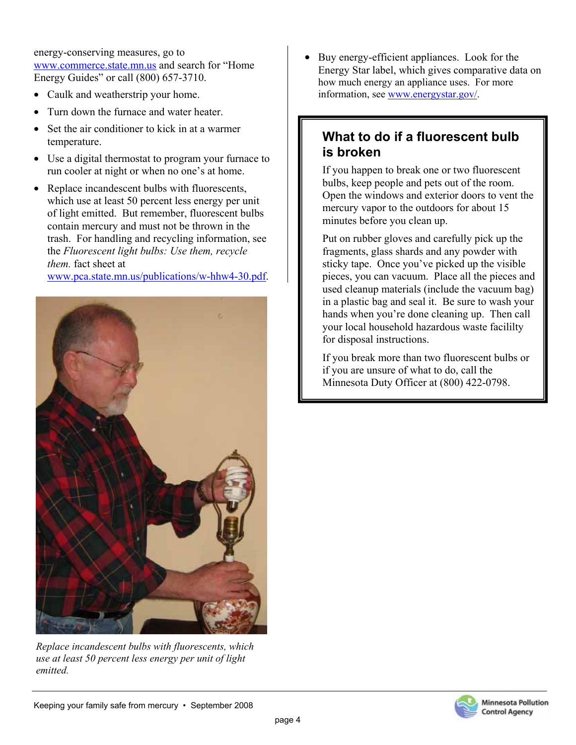energy-conserving measures, go to www.commerce.state.mn.us and search for "Home Energy Guides" or call (800) 657-3710.

- Caulk and weatherstrip your home.
- Turn down the furnace and water heater.
- Set the air conditioner to kick in at a warmer temperature.
- Use a digital thermostat to program your furnace to run cooler at night or when no one's at home.
- Replace incandescent bulbs with fluorescents, which use at least 50 percent less energy per unit of light emitted. But remember, fluorescent bulbs contain mercury and must not be thrown in the trash. For handling and recycling information, see the *Fluorescent light bulbs: Use them, recycle them.* fact sheet at www.pca.state.mn.us/publications/w-hhw4-30.pdf.

*Replace incandescent bulbs with fluorescents, which use at least 50 percent less energy per unit of light emitted.*

- Buy energy-efficient appliances. Look for the Energy Star label, which gives comparative data on how much energy an appliance uses. For more information, see www.energystar.gov/.

## What to do if a fluorescent bulb is broken

If you happen to break one or two fluorescent bulbs, keep people and pets out of the room. Open the windows and exterior doors to vent the mercury vapor to the outdoors for about 15 minutes before you clean up.

Put on rubber gloves and carefully pick up the fragments, glass shards and any powder with sticky tape. Once you've picked up the visible pieces, you can vacuum. Place all the pieces and used cleanup materials (include the vacuum bag) in a plastic bag and seal it. Be sure to wash your hands when you're done cleaning up. Then call your local household hazardous waste facililty for disposal instructions.

If you break more than two fluorescent bulbs or if you are unsure of what to do, call the Minnesota Duty Officer at (800) 422-0798.